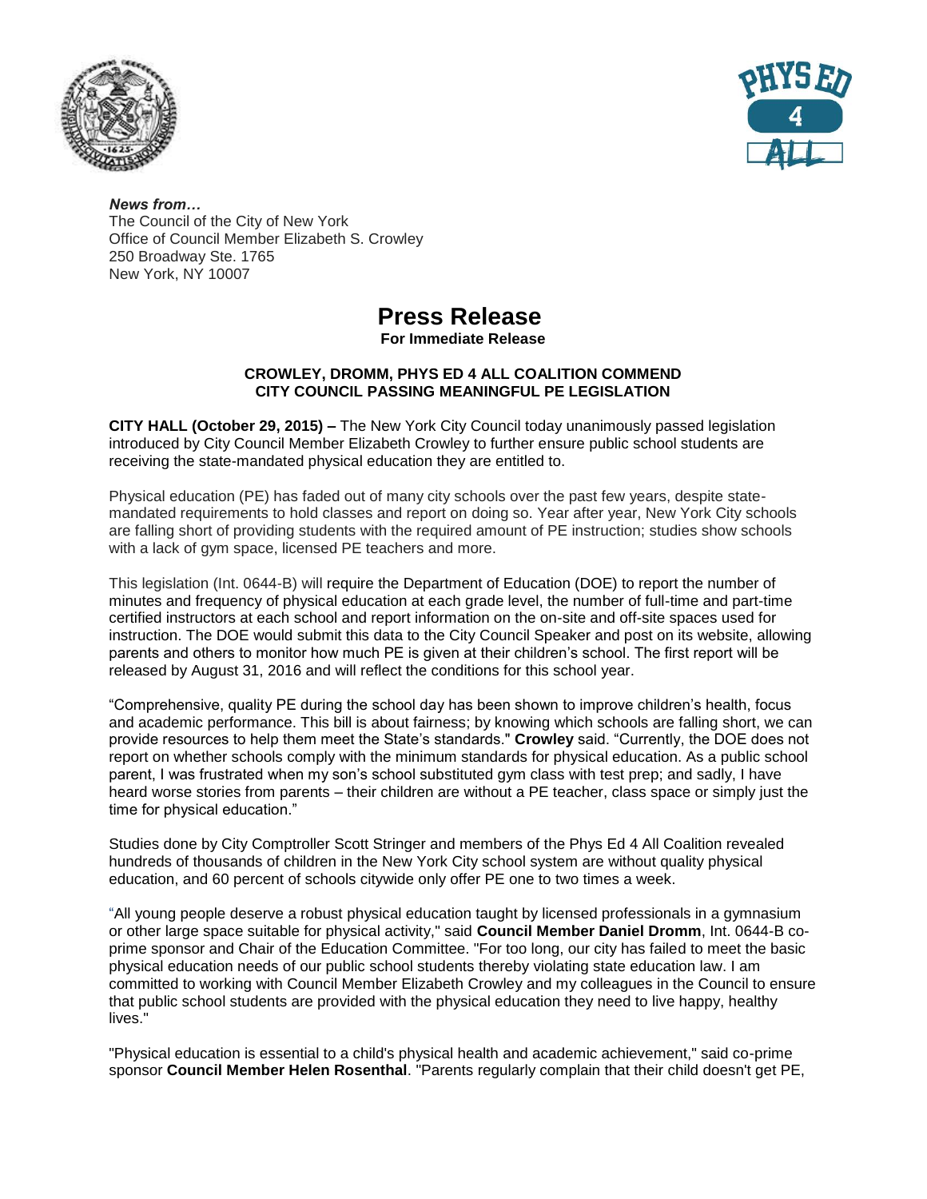*News from…*
The Council of the City of New York
Office of Council Member Elizabeth S. Crowley
250 Broadway Ste. 1765
New York, NY 10007

# Press Release

**For Immediate Release**

**CROWLEY, DROMM, PHYS ED 4 ALL COALITION COMMEND CITY COUNCIL PASSING MEANINGFUL PE LEGISLATION**

**CITY HALL (October 29, 2015) –** The New York City Council today unanimously passed legislation introduced by City Council Member Elizabeth Crowley to further ensure public school students are receiving the state-mandated physical education they are entitled to.

Physical education (PE) has faded out of many city schools over the past few years, despite state-mandated requirements to hold classes and report on doing so. Year after year, New York City schools are falling short of providing students with the required amount of PE instruction; studies show schools with a lack of gym space, licensed PE teachers and more.

This legislation (Int. 0644-B) will require the Department of Education (DOE) to report the number of minutes and frequency of physical education at each grade level, the number of full-time and part-time certified instructors at each school and report information on the on-site and off-site spaces used for instruction. The DOE would submit this data to the City Council Speaker and post on its website, allowing parents and others to monitor how much PE is given at their children's school. The first report will be released by August 31, 2016 and will reflect the conditions for this school year.

"Comprehensive, quality PE during the school day has been shown to improve children's health, focus and academic performance. This bill is about fairness; by knowing which schools are falling short, we can provide resources to help them meet the State's standards." **Crowley** said. "Currently, the DOE does not report on whether schools comply with the minimum standards for physical education. As a public school parent, I was frustrated when my son's school substituted gym class with test prep; and sadly, I have heard worse stories from parents – their children are without a PE teacher, class space or simply just the time for physical education."

Studies done by City Comptroller Scott Stringer and members of the Phys Ed 4 All Coalition revealed hundreds of thousands of children in the New York City school system are without quality physical education, and 60 percent of schools citywide only offer PE one to two times a week.

"All young people deserve a robust physical education taught by licensed professionals in a gymnasium or other large space suitable for physical activity," said **Council Member Daniel Dromm**, Int. 0644-B co-prime sponsor and Chair of the Education Committee. "For too long, our city has failed to meet the basic physical education needs of our public school students thereby violating state education law. I am committed to working with Council Member Elizabeth Crowley and my colleagues in the Council to ensure that public school students are provided with the physical education they need to live happy, healthy lives."

"Physical education is essential to a child's physical health and academic achievement," said co-prime sponsor **Council Member Helen Rosenthal**. "Parents regularly complain that their child doesn't get PE,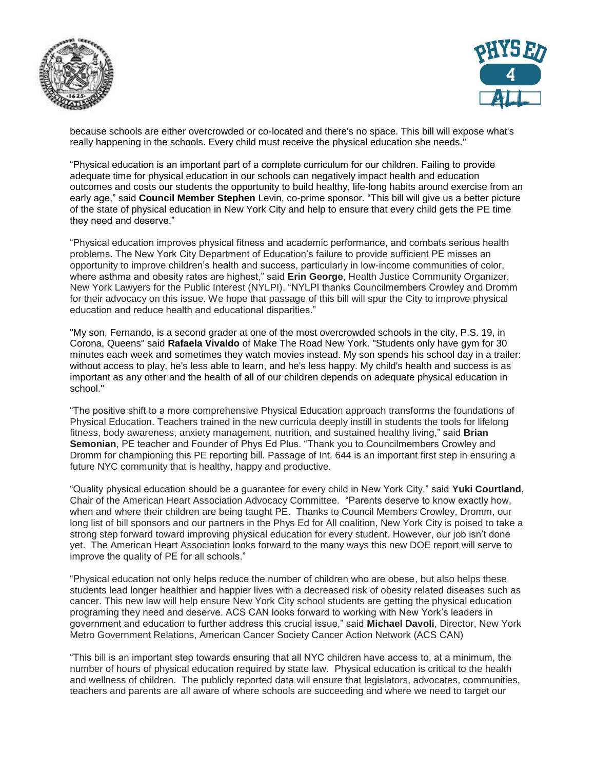because schools are either overcrowded or co-located and there's no space. This bill will expose what's really happening in the schools. Every child must receive the physical education she needs."

“Physical education is an important part of a complete curriculum for our children. Failing to provide adequate time for physical education in our schools can negatively impact health and education outcomes and costs our students the opportunity to build healthy, life-long habits around exercise from an early age,” said **Council Member Stephen** Levin, co-prime sponsor. “This bill will give us a better picture of the state of physical education in New York City and help to ensure that every child gets the PE time they need and deserve.”

“Physical education improves physical fitness and academic performance, and combats serious health problems. The New York City Department of Education’s failure to provide sufficient PE misses an opportunity to improve children’s health and success, particularly in low-income communities of color, where asthma and obesity rates are highest,” said **Erin George**, Health Justice Community Organizer, New York Lawyers for the Public Interest (NYLPI). “NYLPI thanks Councilmembers Crowley and Dromm for their advocacy on this issue. We hope that passage of this bill will spur the City to improve physical education and reduce health and educational disparities.”

"My son, Fernando, is a second grader at one of the most overcrowded schools in the city, P.S. 19, in Corona, Queens" said **Rafaela Vivaldo** of Make The Road New York. "Students only have gym for 30 minutes each week and sometimes they watch movies instead. My son spends his school day in a trailer: without access to play, he's less able to learn, and he's less happy. My child's health and success is as important as any other and the health of all of our children depends on adequate physical education in school."

“The positive shift to a more comprehensive Physical Education approach transforms the foundations of Physical Education. Teachers trained in the new curricula deeply instill in students the tools for lifelong fitness, body awareness, anxiety management, nutrition, and sustained healthy living,” said **Brian Semonian**, PE teacher and Founder of Phys Ed Plus. “Thank you to Councilmembers Crowley and Dromm for championing this PE reporting bill. Passage of Int. 644 is an important first step in ensuring a future NYC community that is healthy, happy and productive.

“Quality physical education should be a guarantee for every child in New York City,” said **Yuki Courtland**, Chair of the American Heart Association Advocacy Committee. “Parents deserve to know exactly how, when and where their children are being taught PE. Thanks to Council Members Crowley, Dromm, our long list of bill sponsors and our partners in the Phys Ed for All coalition, New York City is poised to take a strong step forward toward improving physical education for every student. However, our job isn’t done yet. The American Heart Association looks forward to the many ways this new DOE report will serve to improve the quality of PE for all schools.”

“Physical education not only helps reduce the number of children who are obese, but also helps these students lead longer healthier and happier lives with a decreased risk of obesity related diseases such as cancer. This new law will help ensure New York City school students are getting the physical education programing they need and deserve. ACS CAN looks forward to working with New York’s leaders in government and education to further address this crucial issue,” said **Michael Davoli**, Director, New York Metro Government Relations, American Cancer Society Cancer Action Network (ACS CAN)

“This bill is an important step towards ensuring that all NYC children have access to, at a minimum, the number of hours of physical education required by state law. Physical education is critical to the health and wellness of children. The publicly reported data will ensure that legislators, advocates, communities, teachers and parents are all aware of where schools are succeeding and where we need to target our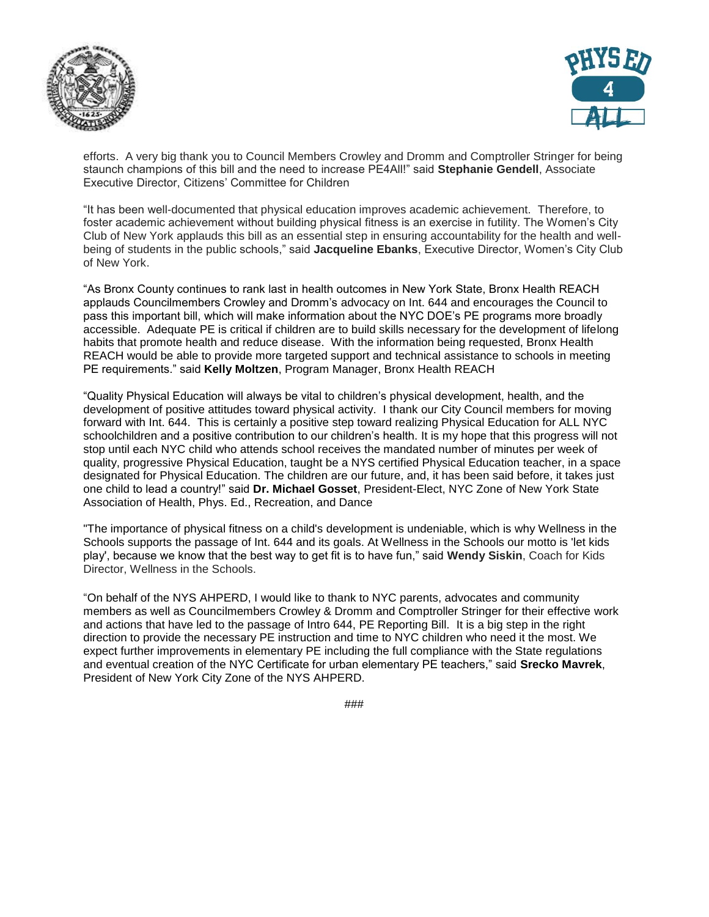efforts. A very big thank you to Council Members Crowley and Dromm and Comptroller Stringer for being staunch champions of this bill and the need to increase PE4All!" said **Stephanie Gendell**, Associate Executive Director, Citizens' Committee for Children

"It has been well-documented that physical education improves academic achievement. Therefore, to foster academic achievement without building physical fitness is an exercise in futility. The Women's City Club of New York applauds this bill as an essential step in ensuring accountability for the health and well-being of students in the public schools," said **Jacqueline Ebanks**, Executive Director, Women's City Club of New York.

"As Bronx County continues to rank last in health outcomes in New York State, Bronx Health REACH applauds Councilmembers Crowley and Dromm's advocacy on Int. 644 and encourages the Council to pass this important bill, which will make information about the NYC DOE's PE programs more broadly accessible. Adequate PE is critical if children are to build skills necessary for the development of lifelong habits that promote health and reduce disease. With the information being requested, Bronx Health REACH would be able to provide more targeted support and technical assistance to schools in meeting PE requirements." said **Kelly Moltzen**, Program Manager, Bronx Health REACH

"Quality Physical Education will always be vital to children's physical development, health, and the development of positive attitudes toward physical activity. I thank our City Council members for moving forward with Int. 644. This is certainly a positive step toward realizing Physical Education for ALL NYC schoolchildren and a positive contribution to our children's health. It is my hope that this progress will not stop until each NYC child who attends school receives the mandated number of minutes per week of quality, progressive Physical Education, taught be a NYS certified Physical Education teacher, in a space designated for Physical Education. The children are our future, and, it has been said before, it takes just one child to lead a country!" said **Dr. Michael Gosset**, President-Elect, NYC Zone of New York State Association of Health, Phys. Ed., Recreation, and Dance

"The importance of physical fitness on a child's development is undeniable, which is why Wellness in the Schools supports the passage of Int. 644 and its goals. At Wellness in the Schools our motto is 'let kids play', because we know that the best way to get fit is to have fun," said **Wendy Siskin**, Coach for Kids Director, Wellness in the Schools.

"On behalf of the NYS AHPERD, I would like to thank to NYC parents, advocates and community members as well as Councilmembers Crowley & Dromm and Comptroller Stringer for their effective work and actions that have led to the passage of Intro 644, PE Reporting Bill. It is a big step in the right direction to provide the necessary PE instruction and time to NYC children who need it the most. We expect further improvements in elementary PE including the full compliance with the State regulations and eventual creation of the NYC Certificate for urban elementary PE teachers," said **Srecko Mavrek**, President of New York City Zone of the NYS AHPERD.

###